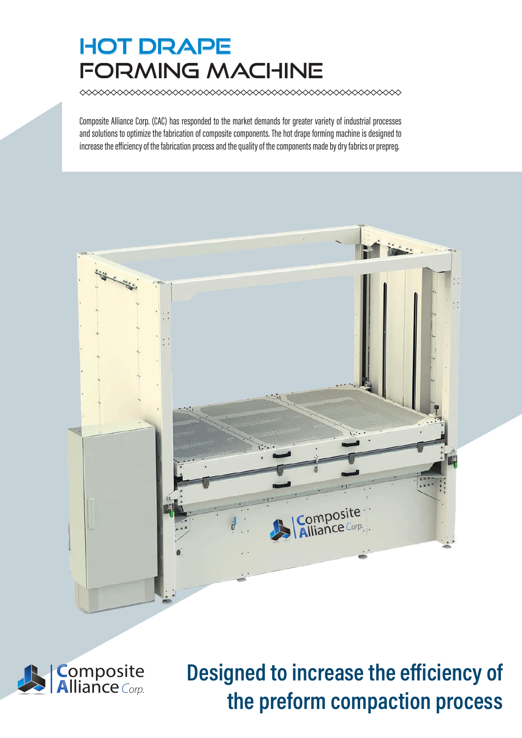# HOT DRAPE FORMING MACHINE

Composite Alliance Corp. (CAC) has responded to the market demands for greater variety of industrial processes and solutions to optimize the fabrication of composite components. The hot drape forming machine is designed to increase the efficiency of the fabrication process and the quality of the components made by dry fabrics or prepreg.

Composite Alliance Corp.

## Designed to increase the efficiency of the preform compaction process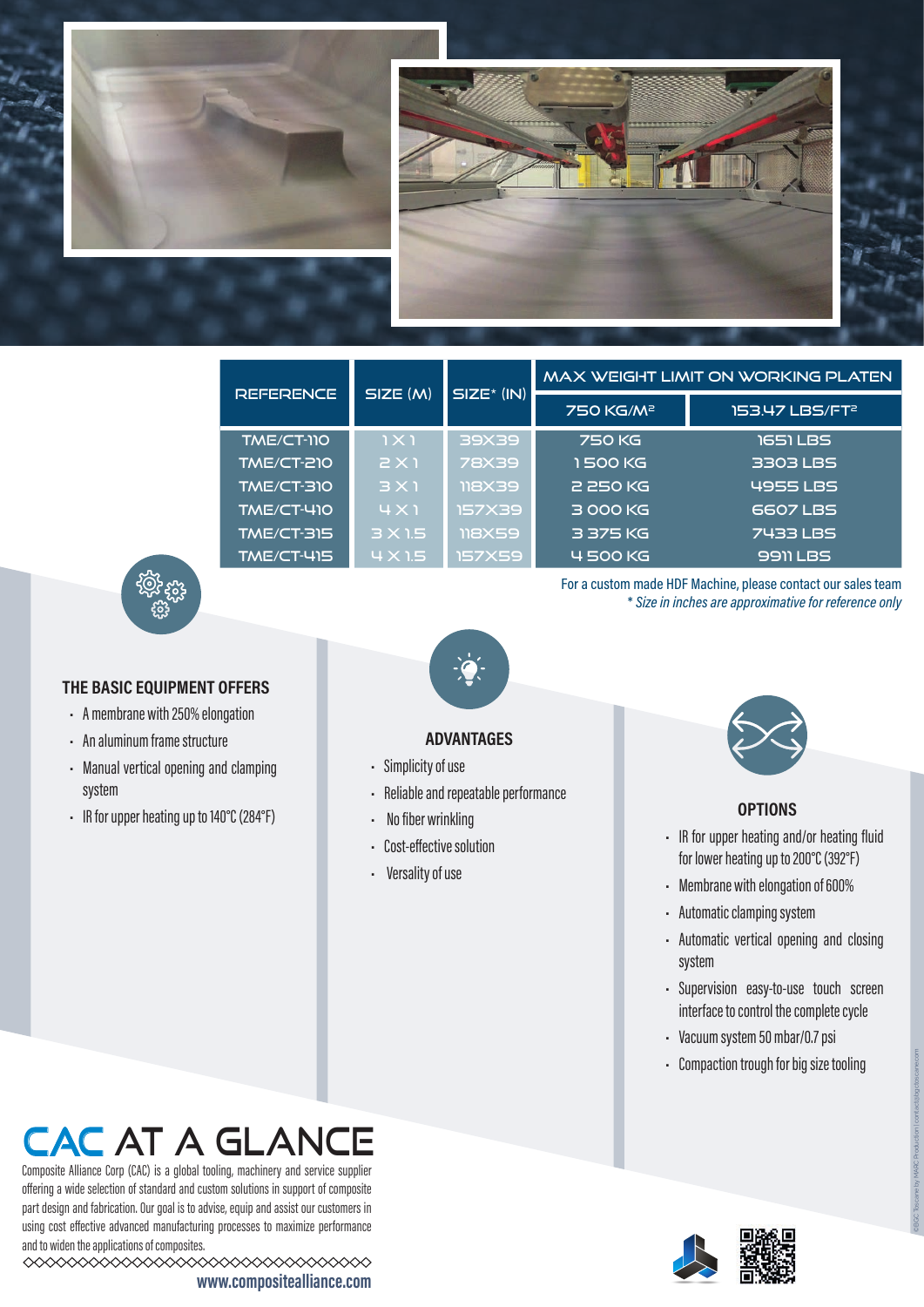| REFERENCE | SIZE (M) | SIZE* (IN) | MAX WEIGHT LIMIT ON WORKING PLATEN | |
|---|---|---|---|---|
| | | | 750 KG/M² | 153.47 LBS/FT² |
| TME/CT-110 | 1 X 1 | 39X39 | 750 KG | 1651 LBS |
| TME/CT-210 | 2 X 1 | 78X39 | 1 500 KG | 3303 LBS |
| TME/CT-310 | 3 X 1 | 118X39 | 2 250 KG | 4955 LBS |
| TME/CT-410 | 4 X 1 | 157X39 | 3 000 KG | 6607 LBS |
| TME/CT-315 | 3 X 1.5 | 118X59 | 3 375 KG | 7433 LBS |
| TME/CT-415 | 4 X 1.5 | 157X59 | 4 500 KG | 9911 LBS |

For a custom made HDF Machine, please contact our sales team

*\* Size in inches are approximative for reference only*

### THE BASIC EQUIPMENT OFFERS

- A membrane with 250% elongation
- An aluminum frame structure
- Manual vertical opening and clamping system
- IR for upper heating up to 140°C (284°F)

### ADVANTAGES

- Simplicity of use
- Reliable and repeatable performance
- No fiber wrinkling
- Cost-effective solution
- Versality of use

### OPTIONS

- IR for upper heating and/or heating fluid for lower heating up to 200°C (392°F)
- Membrane with elongation of 600%
- Automatic clamping system
- Automatic vertical opening and closing system
- Supervision easy-to-use touch screen interface to control the complete cycle
- Vacuum system 50 mbar/0.7 psi
- Compaction trough for big size tooling

## CAC AT A GLANCE

Composite Alliance Corp (CAC) is a global tooling, machinery and service supplier offering a wide selection of standard and custom solutions in support of composite part design and fabrication. Our goal is to advise, equip and assist our customers in using cost effective advanced manufacturing processes to maximize performance and to widen the applications of composites.

**www.compositealliance.com**